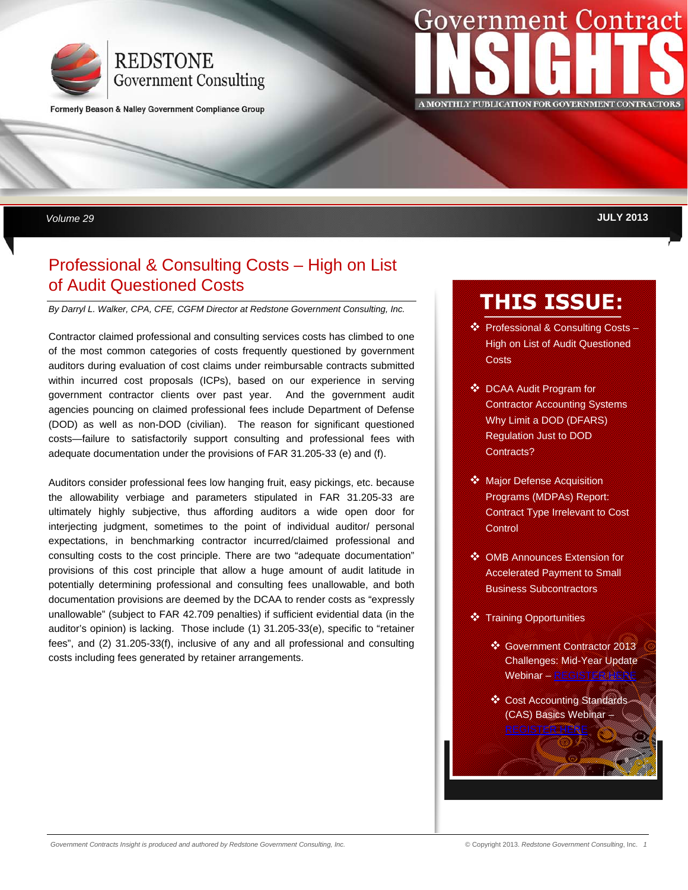REDSTONE Government Consulting

Formerly Beason & Nalley Government Compliance Group

# Government Contract INSIGHTS

A MONTHLY PUBLICATION FOR GOVERNMENT CONTRACTORS

Volume 29 — JULY 2013

## Professional & Consulting Costs – High on List of Audit Questioned Costs

*By Darryl L. Walker, CPA, CFE, CGFM Director at Redstone Government Consulting, Inc.*

Contractor claimed professional and consulting services costs has climbed to one of the most common categories of costs frequently questioned by government auditors during evaluation of cost claims under reimbursable contracts submitted within incurred cost proposals (ICPs), based on our experience in serving government contractor clients over past year. And the government audit agencies pouncing on claimed professional fees include Department of Defense (DOD) as well as non-DOD (civilian). The reason for significant questioned costs—failure to satisfactorily support consulting and professional fees with adequate documentation under the provisions of FAR 31.205-33 (e) and (f).

Auditors consider professional fees low hanging fruit, easy pickings, etc. because the allowability verbiage and parameters stipulated in FAR 31.205-33 are ultimately highly subjective, thus affording auditors a wide open door for interjecting judgment, sometimes to the point of individual auditor/ personal expectations, in benchmarking contractor incurred/claimed professional and consulting costs to the cost principle. There are two "adequate documentation" provisions of this cost principle that allow a huge amount of audit latitude in potentially determining professional and consulting fees unallowable, and both documentation provisions are deemed by the DCAA to render costs as "expressly unallowable" (subject to FAR 42.709 penalties) if sufficient evidential data (in the auditor's opinion) is lacking. Those include (1) 31.205-33(e), specific to "retainer fees", and (2) 31.205-33(f), inclusive of any and all professional and consulting costs including fees generated by retainer arrangements.

## THIS ISSUE:

- Professional & Consulting Costs – High on List of Audit Questioned Costs
- DCAA Audit Program for Contractor Accounting Systems Why Limit a DOD (DFARS) Regulation Just to DOD Contracts?
- Major Defense Acquisition Programs (MDPAs) Report: Contract Type Irrelevant to Cost Control
- OMB Announces Extension for Accelerated Payment to Small Business Subcontractors
- Training Opportunities
  - Government Contractor 2013 Challenges: Mid-Year Update Webinar – REGISTER HERE
  - Cost Accounting Standards (CAS) Basics Webinar – REGISTER HERE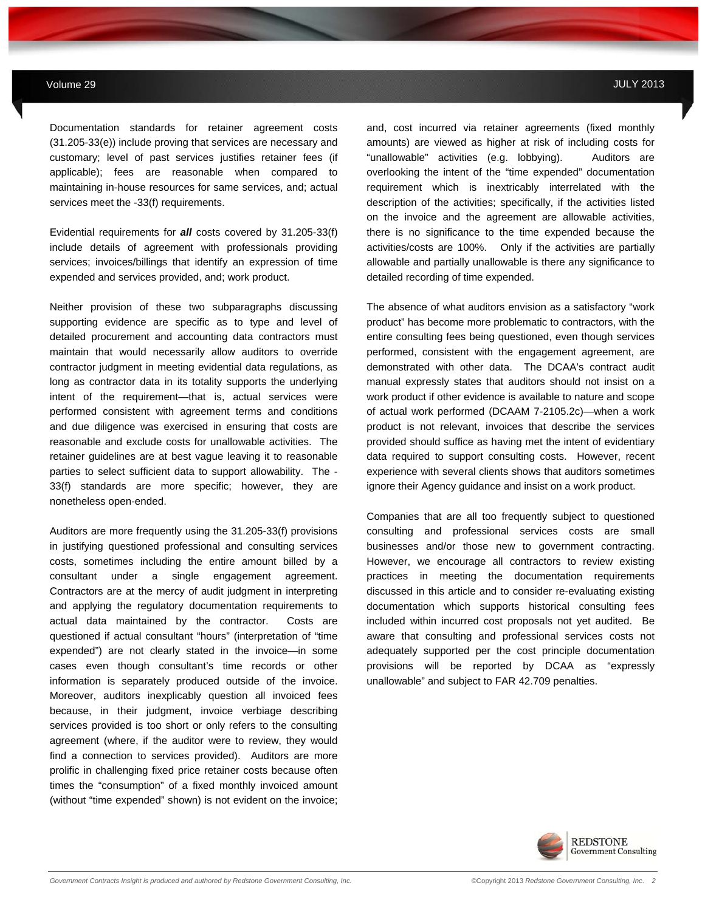Documentation standards for retainer agreement costs (31.205-33(e)) include proving that services are necessary and customary; level of past services justifies retainer fees (if applicable); fees are reasonable when compared to maintaining in-house resources for same services, and; actual services meet the -33(f) requirements.

Evidential requirements for ***all*** costs covered by 31.205-33(f) include details of agreement with professionals providing services; invoices/billings that identify an expression of time expended and services provided, and; work product.

Neither provision of these two subparagraphs discussing supporting evidence are specific as to type and level of detailed procurement and accounting data contractors must maintain that would necessarily allow auditors to override contractor judgment in meeting evidential data regulations, as long as contractor data in its totality supports the underlying intent of the requirement—that is, actual services were performed consistent with agreement terms and conditions and due diligence was exercised in ensuring that costs are reasonable and exclude costs for unallowable activities. The retainer guidelines are at best vague leaving it to reasonable parties to select sufficient data to support allowability. The -33(f) standards are more specific; however, they are nonetheless open-ended.

Auditors are more frequently using the 31.205-33(f) provisions in justifying questioned professional and consulting services costs, sometimes including the entire amount billed by a consultant under a single engagement agreement. Contractors are at the mercy of audit judgment in interpreting and applying the regulatory documentation requirements to actual data maintained by the contractor. Costs are questioned if actual consultant "hours" (interpretation of "time expended") are not clearly stated in the invoice—in some cases even though consultant's time records or other information is separately produced outside of the invoice. Moreover, auditors inexplicably question all invoiced fees because, in their judgment, invoice verbiage describing services provided is too short or only refers to the consulting agreement (where, if the auditor were to review, they would find a connection to services provided). Auditors are more prolific in challenging fixed price retainer costs because often times the "consumption" of a fixed monthly invoiced amount (without "time expended" shown) is not evident on the invoice; and, cost incurred via retainer agreements (fixed monthly amounts) are viewed as higher at risk of including costs for "unallowable" activities (e.g. lobbying). Auditors are overlooking the intent of the "time expended" documentation requirement which is inextricably interrelated with the description of the activities; specifically, if the activities listed on the invoice and the agreement are allowable activities, there is no significance to the time expended because the activities/costs are 100%. Only if the activities are partially allowable and partially unallowable is there any significance to detailed recording of time expended.

The absence of what auditors envision as a satisfactory "work product" has become more problematic to contractors, with the entire consulting fees being questioned, even though services performed, consistent with the engagement agreement, are demonstrated with other data. The DCAA's contract audit manual expressly states that auditors should not insist on a work product if other evidence is available to nature and scope of actual work performed (DCAAM 7-2105.2c)—when a work product is not relevant, invoices that describe the services provided should suffice as having met the intent of evidentiary data required to support consulting costs. However, recent experience with several clients shows that auditors sometimes ignore their Agency guidance and insist on a work product.

Companies that are all too frequently subject to questioned consulting and professional services costs are small businesses and/or those new to government contracting. However, we encourage all contractors to review existing practices in meeting the documentation requirements discussed in this article and to consider re-evaluating existing documentation which supports historical consulting fees included within incurred cost proposals not yet audited. Be aware that consulting and professional services costs not adequately supported per the cost principle documentation provisions will be reported by DCAA as "expressly unallowable" and subject to FAR 42.709 penalties.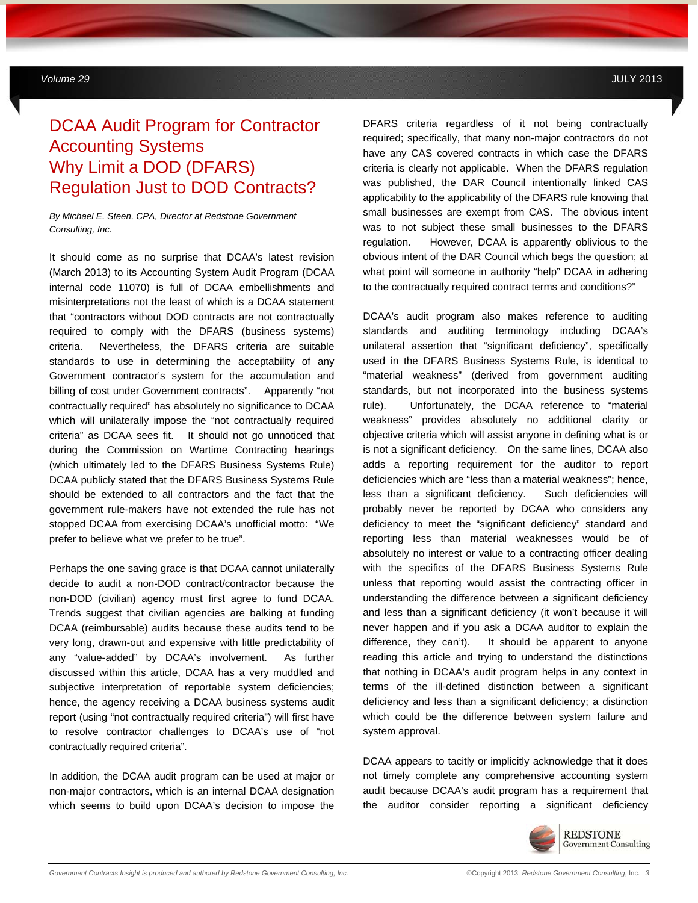# DCAA Audit Program for Contractor Accounting Systems Why Limit a DOD (DFARS) Regulation Just to DOD Contracts?

*By Michael E. Steen, CPA, Director at Redstone Government Consulting, Inc.*

It should come as no surprise that DCAA's latest revision (March 2013) to its Accounting System Audit Program (DCAA internal code 11070) is full of DCAA embellishments and misinterpretations not the least of which is a DCAA statement that "contractors without DOD contracts are not contractually required to comply with the DFARS (business systems) criteria. Nevertheless, the DFARS criteria are suitable standards to use in determining the acceptability of any Government contractor's system for the accumulation and billing of cost under Government contracts". Apparently "not contractually required" has absolutely no significance to DCAA which will unilaterally impose the "not contractually required criteria" as DCAA sees fit. It should not go unnoticed that during the Commission on Wartime Contracting hearings (which ultimately led to the DFARS Business Systems Rule) DCAA publicly stated that the DFARS Business Systems Rule should be extended to all contractors and the fact that the government rule-makers have not extended the rule has not stopped DCAA from exercising DCAA's unofficial motto: "We prefer to believe what we prefer to be true".

Perhaps the one saving grace is that DCAA cannot unilaterally decide to audit a non-DOD contract/contractor because the non-DOD (civilian) agency must first agree to fund DCAA. Trends suggest that civilian agencies are balking at funding DCAA (reimbursable) audits because these audits tend to be very long, drawn-out and expensive with little predictability of any "value-added" by DCAA's involvement. As further discussed within this article, DCAA has a very muddled and subjective interpretation of reportable system deficiencies; hence, the agency receiving a DCAA business systems audit report (using "not contractually required criteria") will first have to resolve contractor challenges to DCAA's use of "not contractually required criteria".

In addition, the DCAA audit program can be used at major or non-major contractors, which is an internal DCAA designation which seems to build upon DCAA's decision to impose the DFARS criteria regardless of it not being contractually required; specifically, that many non-major contractors do not have any CAS covered contracts in which case the DFARS criteria is clearly not applicable. When the DFARS regulation was published, the DAR Council intentionally linked CAS applicability to the applicability of the DFARS rule knowing that small businesses are exempt from CAS. The obvious intent was to not subject these small businesses to the DFARS regulation. However, DCAA is apparently oblivious to the obvious intent of the DAR Council which begs the question; at what point will someone in authority "help" DCAA in adhering to the contractually required contract terms and conditions?"

DCAA's audit program also makes reference to auditing standards and auditing terminology including DCAA's unilateral assertion that "significant deficiency", specifically used in the DFARS Business Systems Rule, is identical to "material weakness" (derived from government auditing standards, but not incorporated into the business systems rule). Unfortunately, the DCAA reference to "material weakness" provides absolutely no additional clarity or objective criteria which will assist anyone in defining what is or is not a significant deficiency. On the same lines, DCAA also adds a reporting requirement for the auditor to report deficiencies which are "less than a material weakness"; hence, less than a significant deficiency. Such deficiencies will probably never be reported by DCAA who considers any deficiency to meet the "significant deficiency" standard and reporting less than material weaknesses would be of absolutely no interest or value to a contracting officer dealing with the specifics of the DFARS Business Systems Rule unless that reporting would assist the contracting officer in understanding the difference between a significant deficiency and less than a significant deficiency (it won't because it will never happen and if you ask a DCAA auditor to explain the difference, they can't). It should be apparent to anyone reading this article and trying to understand the distinctions that nothing in DCAA's audit program helps in any context in terms of the ill-defined distinction between a significant deficiency and less than a significant deficiency; a distinction which could be the difference between system failure and system approval.

DCAA appears to tacitly or implicitly acknowledge that it does not timely complete any comprehensive accounting system audit because DCAA's audit program has a requirement that the auditor consider reporting a significant deficiency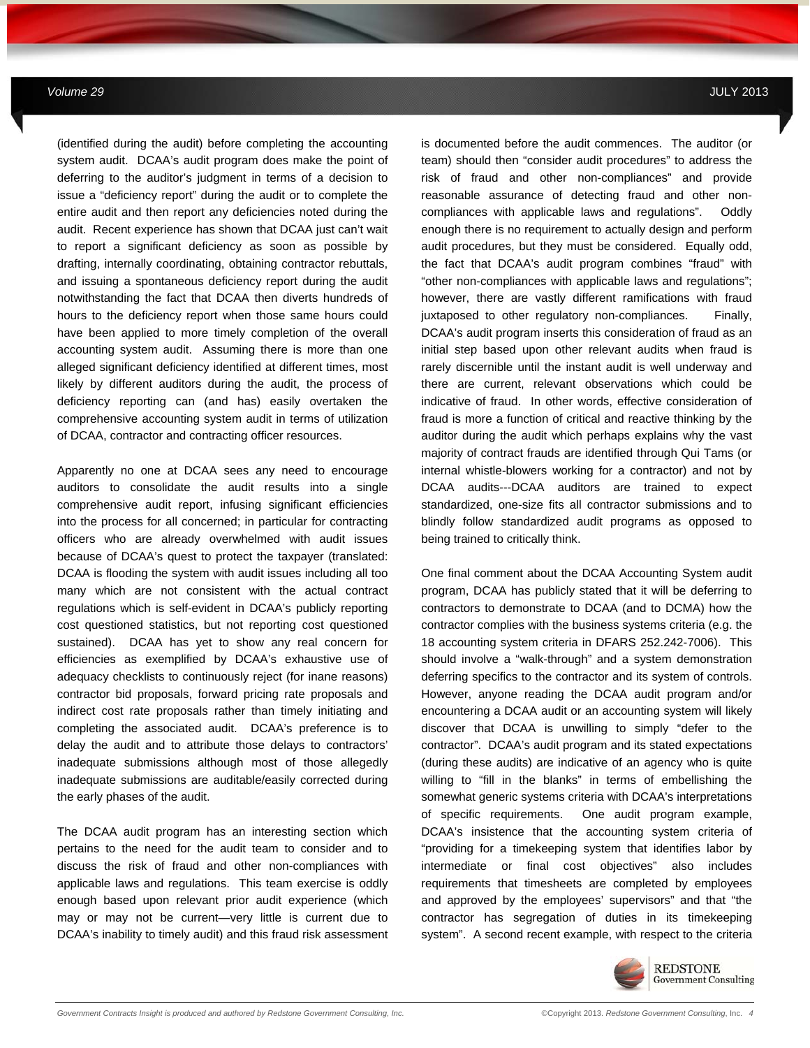(identified during the audit) before completing the accounting system audit. DCAA's audit program does make the point of deferring to the auditor's judgment in terms of a decision to issue a "deficiency report" during the audit or to complete the entire audit and then report any deficiencies noted during the audit. Recent experience has shown that DCAA just can't wait to report a significant deficiency as soon as possible by drafting, internally coordinating, obtaining contractor rebuttals, and issuing a spontaneous deficiency report during the audit notwithstanding the fact that DCAA then diverts hundreds of hours to the deficiency report when those same hours could have been applied to more timely completion of the overall accounting system audit. Assuming there is more than one alleged significant deficiency identified at different times, most likely by different auditors during the audit, the process of deficiency reporting can (and has) easily overtaken the comprehensive accounting system audit in terms of utilization of DCAA, contractor and contracting officer resources.

Apparently no one at DCAA sees any need to encourage auditors to consolidate the audit results into a single comprehensive audit report, infusing significant efficiencies into the process for all concerned; in particular for contracting officers who are already overwhelmed with audit issues because of DCAA's quest to protect the taxpayer (translated: DCAA is flooding the system with audit issues including all too many which are not consistent with the actual contract regulations which is self-evident in DCAA's publicly reporting cost questioned statistics, but not reporting cost questioned sustained). DCAA has yet to show any real concern for efficiencies as exemplified by DCAA's exhaustive use of adequacy checklists to continuously reject (for inane reasons) contractor bid proposals, forward pricing rate proposals and indirect cost rate proposals rather than timely initiating and completing the associated audit. DCAA's preference is to delay the audit and to attribute those delays to contractors' inadequate submissions although most of those allegedly inadequate submissions are auditable/easily corrected during the early phases of the audit.

The DCAA audit program has an interesting section which pertains to the need for the audit team to consider and to discuss the risk of fraud and other non-compliances with applicable laws and regulations. This team exercise is oddly enough based upon relevant prior audit experience (which may or may not be current—very little is current due to DCAA's inability to timely audit) and this fraud risk assessment is documented before the audit commences. The auditor (or team) should then "consider audit procedures" to address the risk of fraud and other non-compliances" and provide reasonable assurance of detecting fraud and other non-compliances with applicable laws and regulations". Oddly enough there is no requirement to actually design and perform audit procedures, but they must be considered. Equally odd, the fact that DCAA's audit program combines "fraud" with "other non-compliances with applicable laws and regulations"; however, there are vastly different ramifications with fraud juxtaposed to other regulatory non-compliances. Finally, DCAA's audit program inserts this consideration of fraud as an initial step based upon other relevant audits when fraud is rarely discernible until the instant audit is well underway and there are current, relevant observations which could be indicative of fraud. In other words, effective consideration of fraud is more a function of critical and reactive thinking by the auditor during the audit which perhaps explains why the vast majority of contract frauds are identified through Qui Tams (or internal whistle-blowers working for a contractor) and not by DCAA audits---DCAA auditors are trained to expect standardized, one-size fits all contractor submissions and to blindly follow standardized audit programs as opposed to being trained to critically think.

One final comment about the DCAA Accounting System audit program, DCAA has publicly stated that it will be deferring to contractors to demonstrate to DCAA (and to DCMA) how the contractor complies with the business systems criteria (e.g. the 18 accounting system criteria in DFARS 252.242-7006). This should involve a "walk-through" and a system demonstration deferring specifics to the contractor and its system of controls. However, anyone reading the DCAA audit program and/or encountering a DCAA audit or an accounting system will likely discover that DCAA is unwilling to simply "defer to the contractor". DCAA's audit program and its stated expectations (during these audits) are indicative of an agency who is quite willing to "fill in the blanks" in terms of embellishing the somewhat generic systems criteria with DCAA's interpretations of specific requirements. One audit program example, DCAA's insistence that the accounting system criteria of "providing for a timekeeping system that identifies labor by intermediate or final cost objectives" also includes requirements that timesheets are completed by employees and approved by the employees' supervisors" and that "the contractor has segregation of duties in its timekeeping system". A second recent example, with respect to the criteria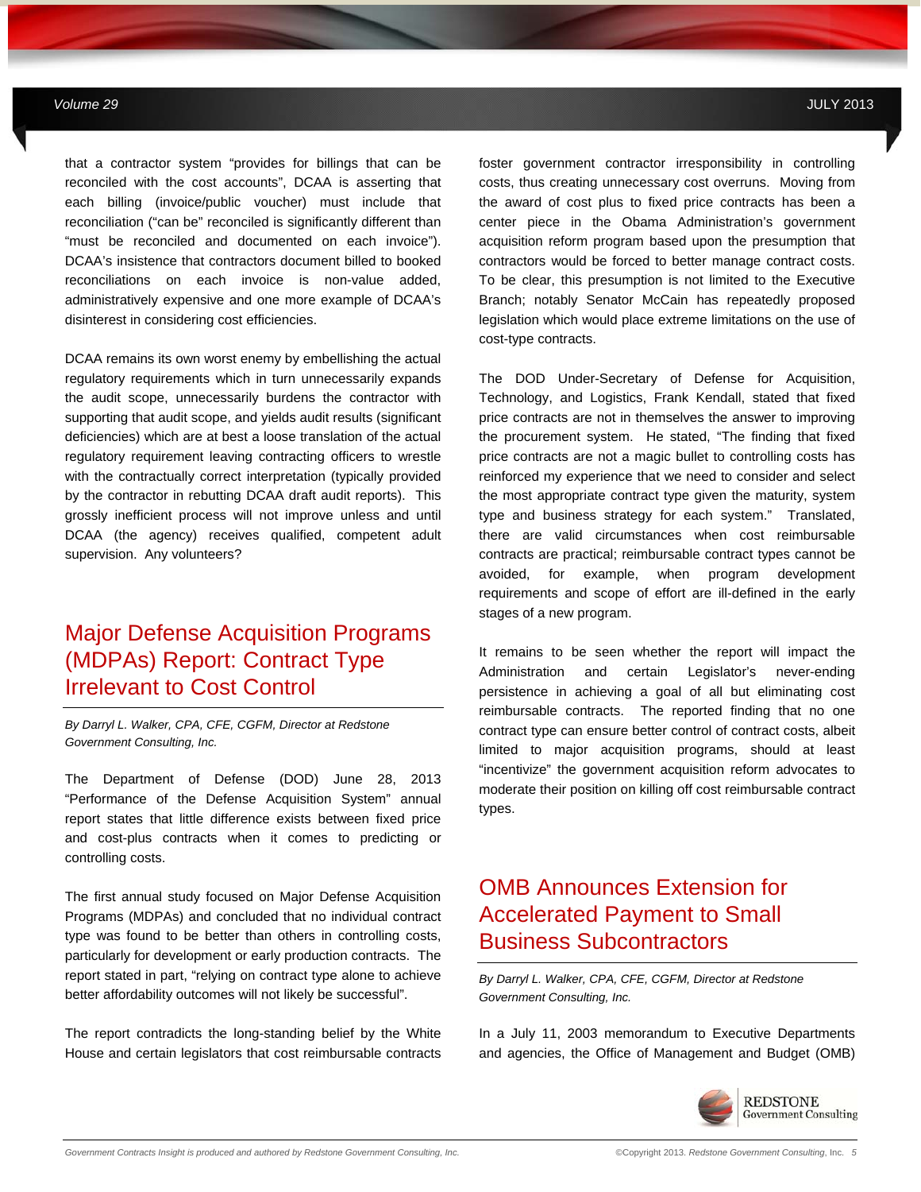that a contractor system "provides for billings that can be reconciled with the cost accounts", DCAA is asserting that each billing (invoice/public voucher) must include that reconciliation ("can be" reconciled is significantly different than "must be reconciled and documented on each invoice"). DCAA's insistence that contractors document billed to booked reconciliations on each invoice is non-value added, administratively expensive and one more example of DCAA's disinterest in considering cost efficiencies.

DCAA remains its own worst enemy by embellishing the actual regulatory requirements which in turn unnecessarily expands the audit scope, unnecessarily burdens the contractor with supporting that audit scope, and yields audit results (significant deficiencies) which are at best a loose translation of the actual regulatory requirement leaving contracting officers to wrestle with the contractually correct interpretation (typically provided by the contractor in rebutting DCAA draft audit reports). This grossly inefficient process will not improve unless and until DCAA (the agency) receives qualified, competent adult supervision. Any volunteers?

## Major Defense Acquisition Programs (MDPAs) Report: Contract Type Irrelevant to Cost Control

*By Darryl L. Walker, CPA, CFE, CGFM, Director at Redstone Government Consulting, Inc.*

The Department of Defense (DOD) June 28, 2013 "Performance of the Defense Acquisition System" annual report states that little difference exists between fixed price and cost-plus contracts when it comes to predicting or controlling costs.

The first annual study focused on Major Defense Acquisition Programs (MDPAs) and concluded that no individual contract type was found to be better than others in controlling costs, particularly for development or early production contracts. The report stated in part, "relying on contract type alone to achieve better affordability outcomes will not likely be successful".

The report contradicts the long-standing belief by the White House and certain legislators that cost reimbursable contracts foster government contractor irresponsibility in controlling costs, thus creating unnecessary cost overruns. Moving from the award of cost plus to fixed price contracts has been a center piece in the Obama Administration's government acquisition reform program based upon the presumption that contractors would be forced to better manage contract costs. To be clear, this presumption is not limited to the Executive Branch; notably Senator McCain has repeatedly proposed legislation which would place extreme limitations on the use of cost-type contracts.

The DOD Under-Secretary of Defense for Acquisition, Technology, and Logistics, Frank Kendall, stated that fixed price contracts are not in themselves the answer to improving the procurement system. He stated, "The finding that fixed price contracts are not a magic bullet to controlling costs has reinforced my experience that we need to consider and select the most appropriate contract type given the maturity, system type and business strategy for each system." Translated, there are valid circumstances when cost reimbursable contracts are practical; reimbursable contract types cannot be avoided, for example, when program development requirements and scope of effort are ill-defined in the early stages of a new program.

It remains to be seen whether the report will impact the Administration and certain Legislator's never-ending persistence in achieving a goal of all but eliminating cost reimbursable contracts. The reported finding that no one contract type can ensure better control of contract costs, albeit limited to major acquisition programs, should at least "incentivize" the government acquisition reform advocates to moderate their position on killing off cost reimbursable contract types.

## OMB Announces Extension for Accelerated Payment to Small Business Subcontractors

*By Darryl L. Walker, CPA, CFE, CGFM, Director at Redstone Government Consulting, Inc.*

In a July 11, 2003 memorandum to Executive Departments and agencies, the Office of Management and Budget (OMB)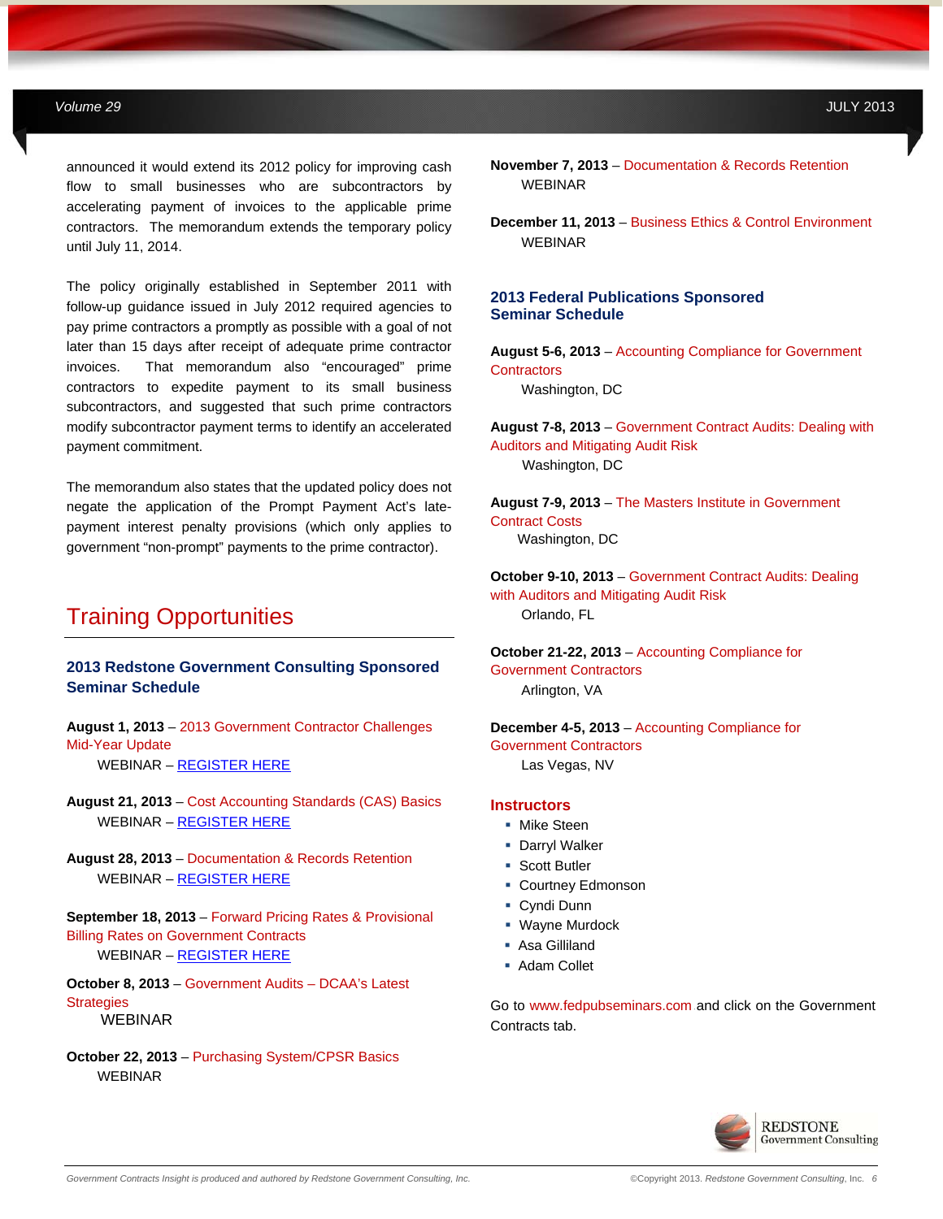announced it would extend its 2012 policy for improving cash flow to small businesses who are subcontractors by accelerating payment of invoices to the applicable prime contractors. The memorandum extends the temporary policy until July 11, 2014.

The policy originally established in September 2011 with follow-up guidance issued in July 2012 required agencies to pay prime contractors a promptly as possible with a goal of not later than 15 days after receipt of adequate prime contractor invoices. That memorandum also "encouraged" prime contractors to expedite payment to its small business subcontractors, and suggested that such prime contractors modify subcontractor payment terms to identify an accelerated payment commitment.

The memorandum also states that the updated policy does not negate the application of the Prompt Payment Act's late-payment interest penalty provisions (which only applies to government "non-prompt" payments to the prime contractor).

# Training Opportunities

### 2013 Redstone Government Consulting Sponsored Seminar Schedule

**August 1, 2013** – 2013 Government Contractor Challenges Mid-Year Update
WEBINAR – REGISTER HERE

**August 21, 2013** – Cost Accounting Standards (CAS) Basics
WEBINAR – REGISTER HERE

**August 28, 2013** – Documentation & Records Retention
WEBINAR – REGISTER HERE

**September 18, 2013** – Forward Pricing Rates & Provisional Billing Rates on Government Contracts
WEBINAR – REGISTER HERE

**October 8, 2013** – Government Audits – DCAA's Latest Strategies
WEBINAR

**October 22, 2013** – Purchasing System/CPSR Basics
WEBINAR

**November 7, 2013** – Documentation & Records Retention
WEBINAR

**December 11, 2013** – Business Ethics & Control Environment
WEBINAR

### 2013 Federal Publications Sponsored Seminar Schedule

**August 5-6, 2013** – Accounting Compliance for Government Contractors
Washington, DC

**August 7-8, 2013** – Government Contract Audits: Dealing with Auditors and Mitigating Audit Risk
Washington, DC

**August 7-9, 2013** – The Masters Institute in Government Contract Costs
Washington, DC

**October 9-10, 2013** – Government Contract Audits: Dealing with Auditors and Mitigating Audit Risk
Orlando, FL

**October 21-22, 2013** – Accounting Compliance for Government Contractors
Arlington, VA

**December 4-5, 2013** – Accounting Compliance for Government Contractors
Las Vegas, NV

### Instructors

- Mike Steen
- Darryl Walker
- Scott Butler
- Courtney Edmonson
- Cyndi Dunn
- Wayne Murdock
- Asa Gilliland
- Adam Collet

Go to www.fedpubseminars.com and click on the Government Contracts tab.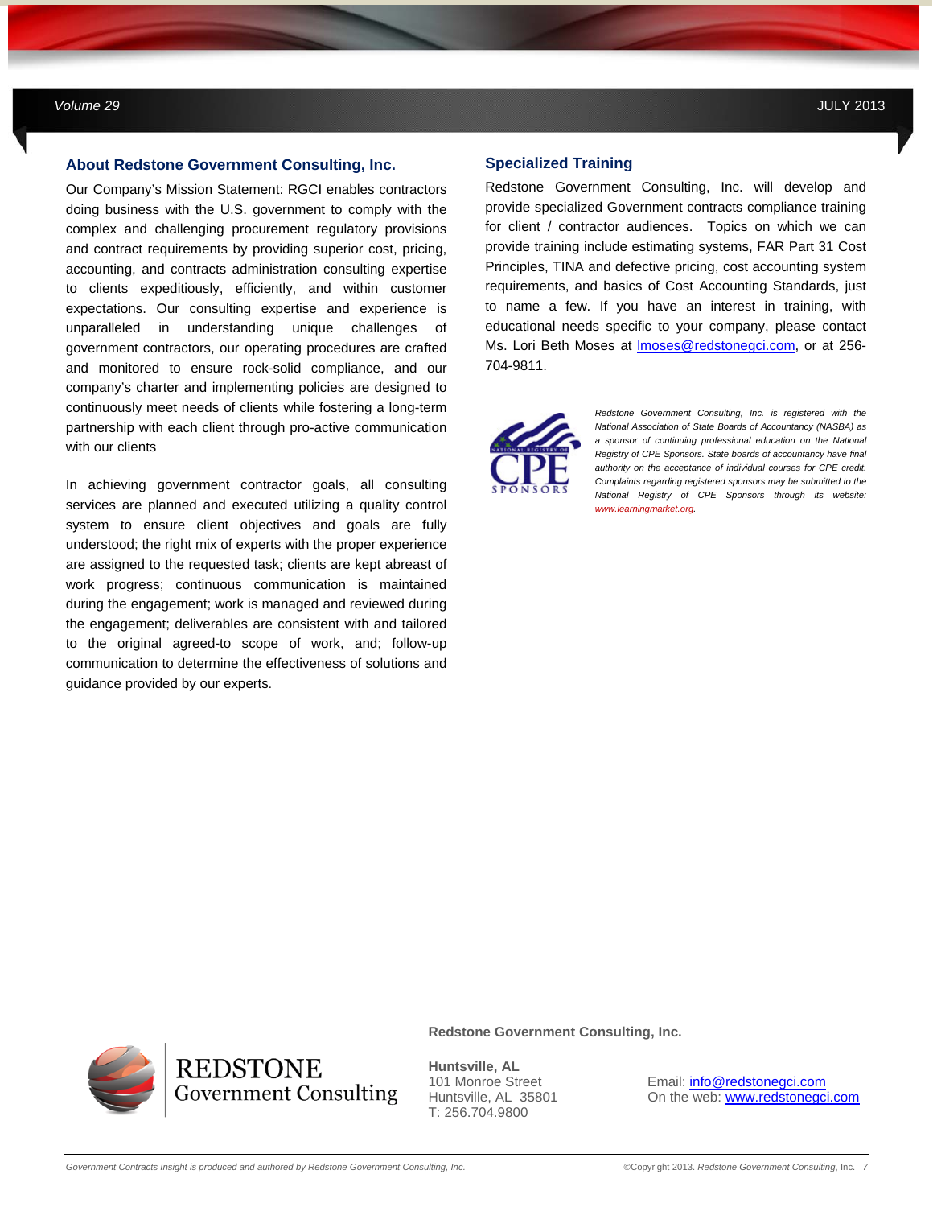## About Redstone Government Consulting, Inc.

Our Company's Mission Statement: RGCI enables contractors doing business with the U.S. government to comply with the complex and challenging procurement regulatory provisions and contract requirements by providing superior cost, pricing, accounting, and contracts administration consulting expertise to clients expeditiously, efficiently, and within customer expectations. Our consulting expertise and experience is unparalleled in understanding unique challenges of government contractors, our operating procedures are crafted and monitored to ensure rock-solid compliance, and our company's charter and implementing policies are designed to continuously meet needs of clients while fostering a long-term partnership with each client through pro-active communication with our clients

In achieving government contractor goals, all consulting services are planned and executed utilizing a quality control system to ensure client objectives and goals are fully understood; the right mix of experts with the proper experience are assigned to the requested task; clients are kept abreast of work progress; continuous communication is maintained during the engagement; work is managed and reviewed during the engagement; deliverables are consistent with and tailored to the original agreed-to scope of work, and; follow-up communication to determine the effectiveness of solutions and guidance provided by our experts.

## Specialized Training

Redstone Government Consulting, Inc. will develop and provide specialized Government contracts compliance training for client / contractor audiences. Topics on which we can provide training include estimating systems, FAR Part 31 Cost Principles, TINA and defective pricing, cost accounting system requirements, and basics of Cost Accounting Standards, just to name a few. If you have an interest in training, with educational needs specific to your company, please contact Ms. Lori Beth Moses at lmoses@redstonegci.com, or at 256-704-9811.

*Redstone Government Consulting, Inc. is registered with the National Association of State Boards of Accountancy (NASBA) as a sponsor of continuing professional education on the National Registry of CPE Sponsors. State boards of accountancy have final authority on the acceptance of individual courses for CPE credit. Complaints regarding registered sponsors may be submitted to the National Registry of CPE Sponsors through its website: www.learningmarket.org.*

**Redstone Government Consulting, Inc.**

**Huntsville, AL**
101 Monroe Street
Huntsville, AL 35801
T: 256.704.9800

Email: info@redstonegci.com
On the web: www.redstonegci.com

*Government Contracts Insight is produced and authored by Redstone Government Consulting, Inc.*

©Copyright 2013. *Redstone Government Consulting*, Inc.